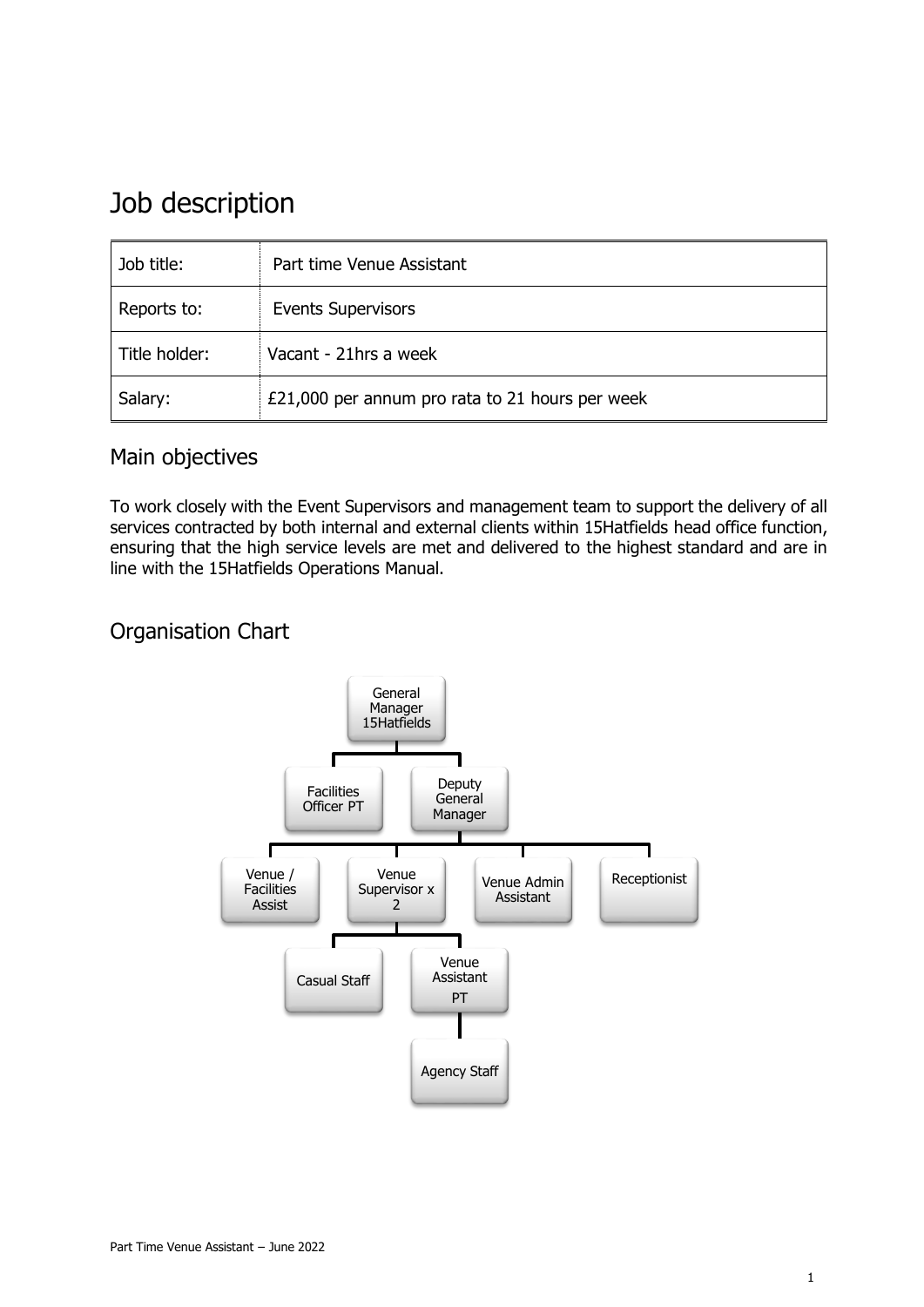# Job description

| Job title: | Part time Venue Assistant |
| --- | --- |
| Reports to: | Events Supervisors |
| Title holder: | Vacant - 21hrs a week |
| Salary: | £21,000 per annum pro rata to 21 hours per week |

## Main objectives

To work closely with the Event Supervisors and management team to support the delivery of all services contracted by both internal and external clients within 15Hatfields head office function, ensuring that the high service levels are met and delivered to the highest standard and are in line with the 15Hatfields Operations Manual.

## Organisation Chart

- General Manager 15Hatfields
  - Facilities Officer PT
  - Deputy General Manager
    - Venue / Facilities Assist
    - Venue Supervisor x 2
      - Casual Staff
      - Venue Assistant PT
        - Agency Staff
    - Venue Admin Assistant
    - Receptionist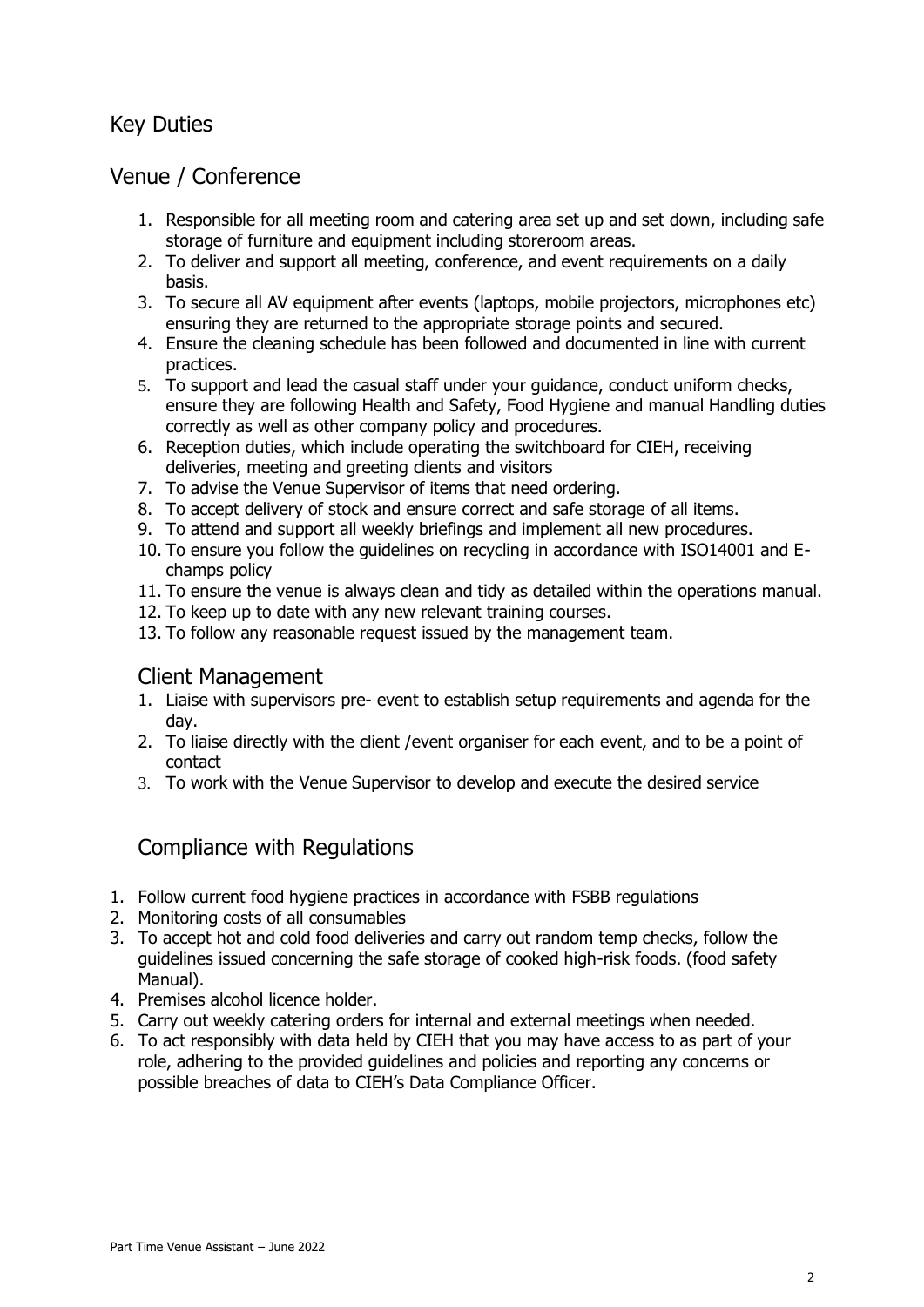## Key Duties

## Venue / Conference

1. Responsible for all meeting room and catering area set up and set down, including safe storage of furniture and equipment including storeroom areas.
2. To deliver and support all meeting, conference, and event requirements on a daily basis.
3. To secure all AV equipment after events (laptops, mobile projectors, microphones etc) ensuring they are returned to the appropriate storage points and secured.
4. Ensure the cleaning schedule has been followed and documented in line with current practices.
5. To support and lead the casual staff under your guidance, conduct uniform checks, ensure they are following Health and Safety, Food Hygiene and manual Handling duties correctly as well as other company policy and procedures.
6. Reception duties, which include operating the switchboard for CIEH, receiving deliveries, meeting and greeting clients and visitors
7. To advise the Venue Supervisor of items that need ordering.
8. To accept delivery of stock and ensure correct and safe storage of all items.
9. To attend and support all weekly briefings and implement all new procedures.
10. To ensure you follow the guidelines on recycling in accordance with ISO14001 and E-champs policy
11. To ensure the venue is always clean and tidy as detailed within the operations manual.
12. To keep up to date with any new relevant training courses.
13. To follow any reasonable request issued by the management team.

## Client Management

1. Liaise with supervisors pre- event to establish setup requirements and agenda for the day.
2. To liaise directly with the client /event organiser for each event, and to be a point of contact
3. To work with the Venue Supervisor to develop and execute the desired service

## Compliance with Regulations

1. Follow current food hygiene practices in accordance with FSBB regulations
2. Monitoring costs of all consumables
3. To accept hot and cold food deliveries and carry out random temp checks, follow the guidelines issued concerning the safe storage of cooked high-risk foods. (food safety Manual).
4. Premises alcohol licence holder.
5. Carry out weekly catering orders for internal and external meetings when needed.
6. To act responsibly with data held by CIEH that you may have access to as part of your role, adhering to the provided guidelines and policies and reporting any concerns or possible breaches of data to CIEH's Data Compliance Officer.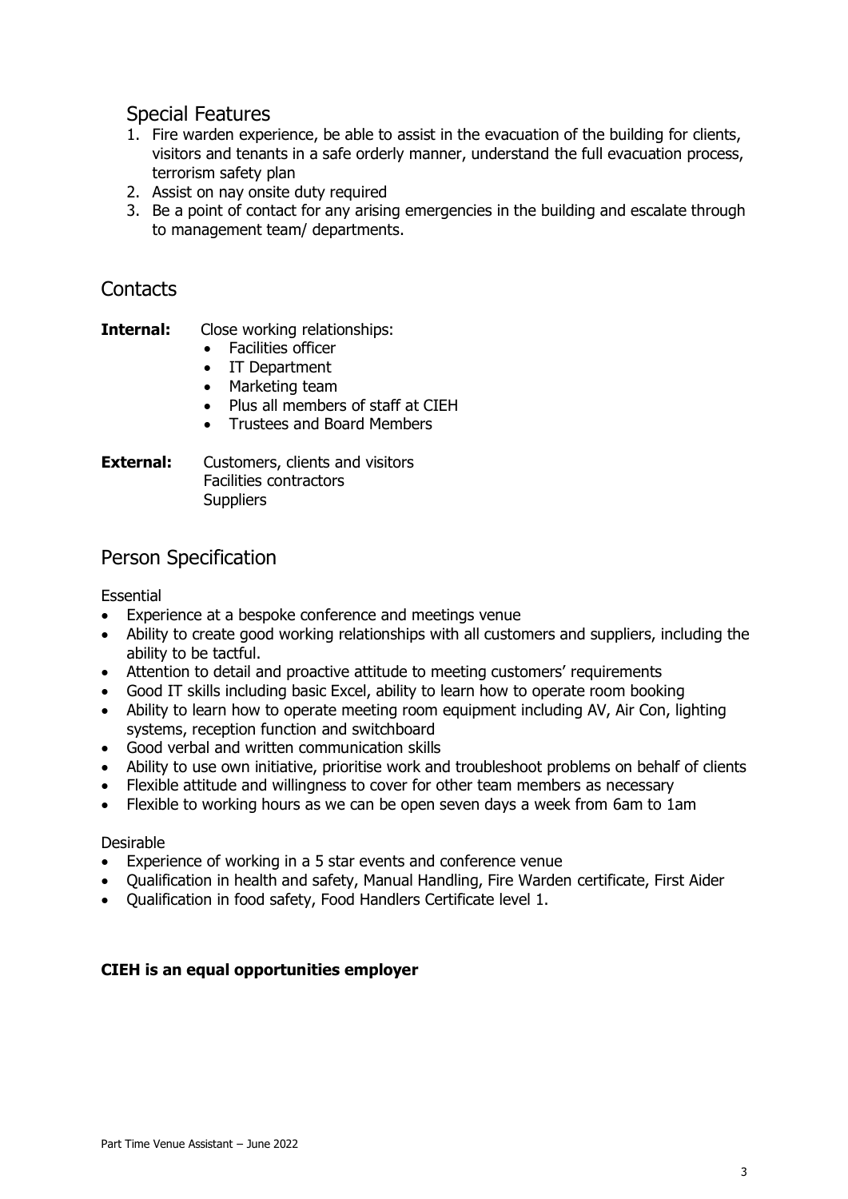## Special Features

1. Fire warden experience, be able to assist in the evacuation of the building for clients, visitors and tenants in a safe orderly manner, understand the full evacuation process, terrorism safety plan
2. Assist on nay onsite duty required
3. Be a point of contact for any arising emergencies in the building and escalate through to management team/ departments.

## Contacts

**Internal:** Close working relationships:

- Facilities officer
- IT Department
- Marketing team
- Plus all members of staff at CIEH
- Trustees and Board Members

**External:** Customers, clients and visitors
Facilities contractors
Suppliers

## Person Specification

Essential

- Experience at a bespoke conference and meetings venue
- Ability to create good working relationships with all customers and suppliers, including the ability to be tactful.
- Attention to detail and proactive attitude to meeting customers' requirements
- Good IT skills including basic Excel, ability to learn how to operate room booking
- Ability to learn how to operate meeting room equipment including AV, Air Con, lighting systems, reception function and switchboard
- Good verbal and written communication skills
- Ability to use own initiative, prioritise work and troubleshoot problems on behalf of clients
- Flexible attitude and willingness to cover for other team members as necessary
- Flexible to working hours as we can be open seven days a week from 6am to 1am

Desirable

- Experience of working in a 5 star events and conference venue
- Qualification in health and safety, Manual Handling, Fire Warden certificate, First Aider
- Qualification in food safety, Food Handlers Certificate level 1.

**CIEH is an equal opportunities employer**